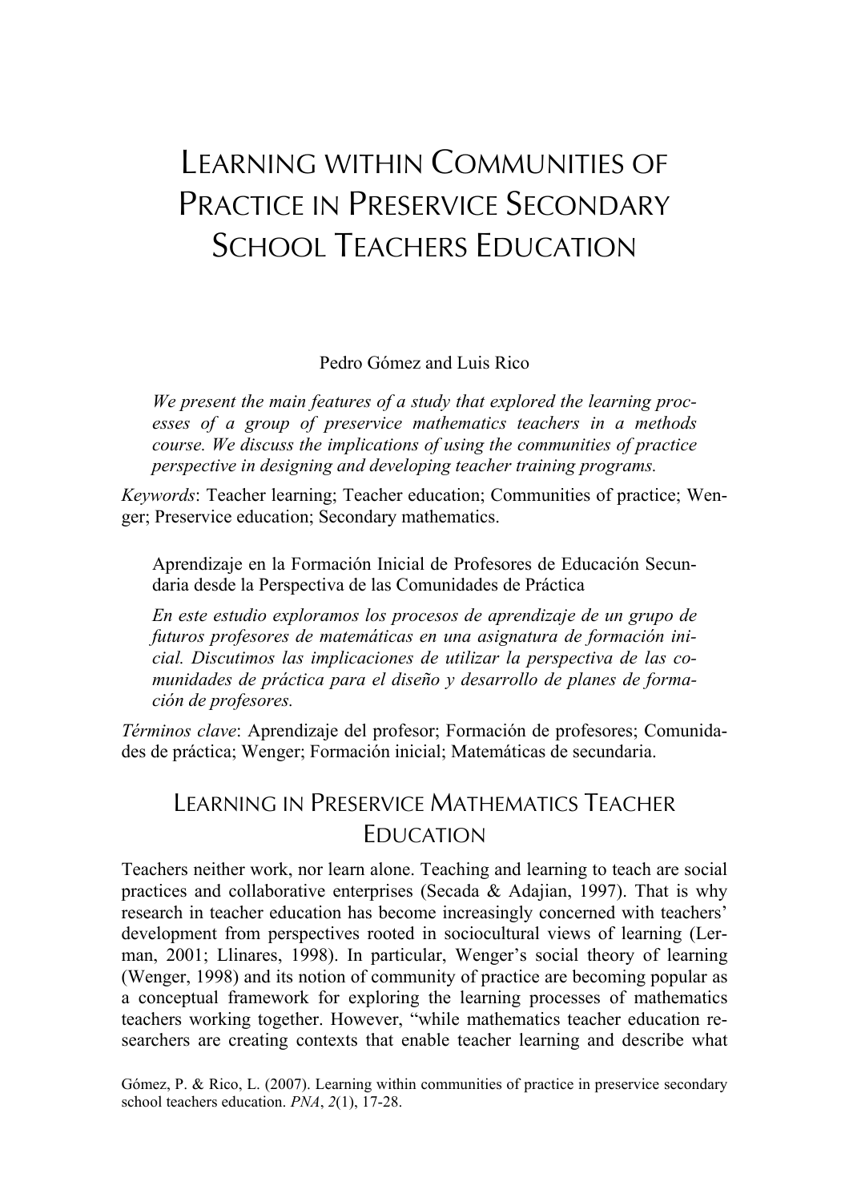# Learning within Communities of Practice in Preservice Secondary School Teachers Education

Pedro Gómez and Luis Rico

*We present the main features of a study that explored the learning processes of a group of preservice mathematics teachers in a methods course. We discuss the implications of using the communities of practice perspective in designing and developing teacher training programs.*

*Keywords*: Teacher learning; Teacher education; Communities of practice; Wenger; Preservice education; Secondary mathematics.

Aprendizaje en la Formación Inicial de Profesores de Educación Secundaria desde la Perspectiva de las Comunidades de Práctica

*En este estudio exploramos los procesos de aprendizaje de un grupo de futuros profesores de matemáticas en una asignatura de formación inicial. Discutimos las implicaciones de utilizar la perspectiva de las comunidades de práctica para el diseño y desarrollo de planes de formación de profesores.*

*Términos clave*: Aprendizaje del profesor; Formación de profesores; Comunidades de práctica; Wenger; Formación inicial; Matemáticas de secundaria.

## Learning in Preservice Mathematics Teacher Education

Teachers neither work, nor learn alone. Teaching and learning to teach are social practices and collaborative enterprises (Secada & Adajian, 1997). That is why research in teacher education has become increasingly concerned with teachers' development from perspectives rooted in sociocultural views of learning (Lerman, 2001; Llinares, 1998). In particular, Wenger's social theory of learning (Wenger, 1998) and its notion of community of practice are becoming popular as a conceptual framework for exploring the learning processes of mathematics teachers working together. However, "while mathematics teacher education researchers are creating contexts that enable teacher learning and describe what

Gómez, P. & Rico, L. (2007). Learning within communities of practice in preservice secondary school teachers education. *PNA*, *2*(1), 17-28.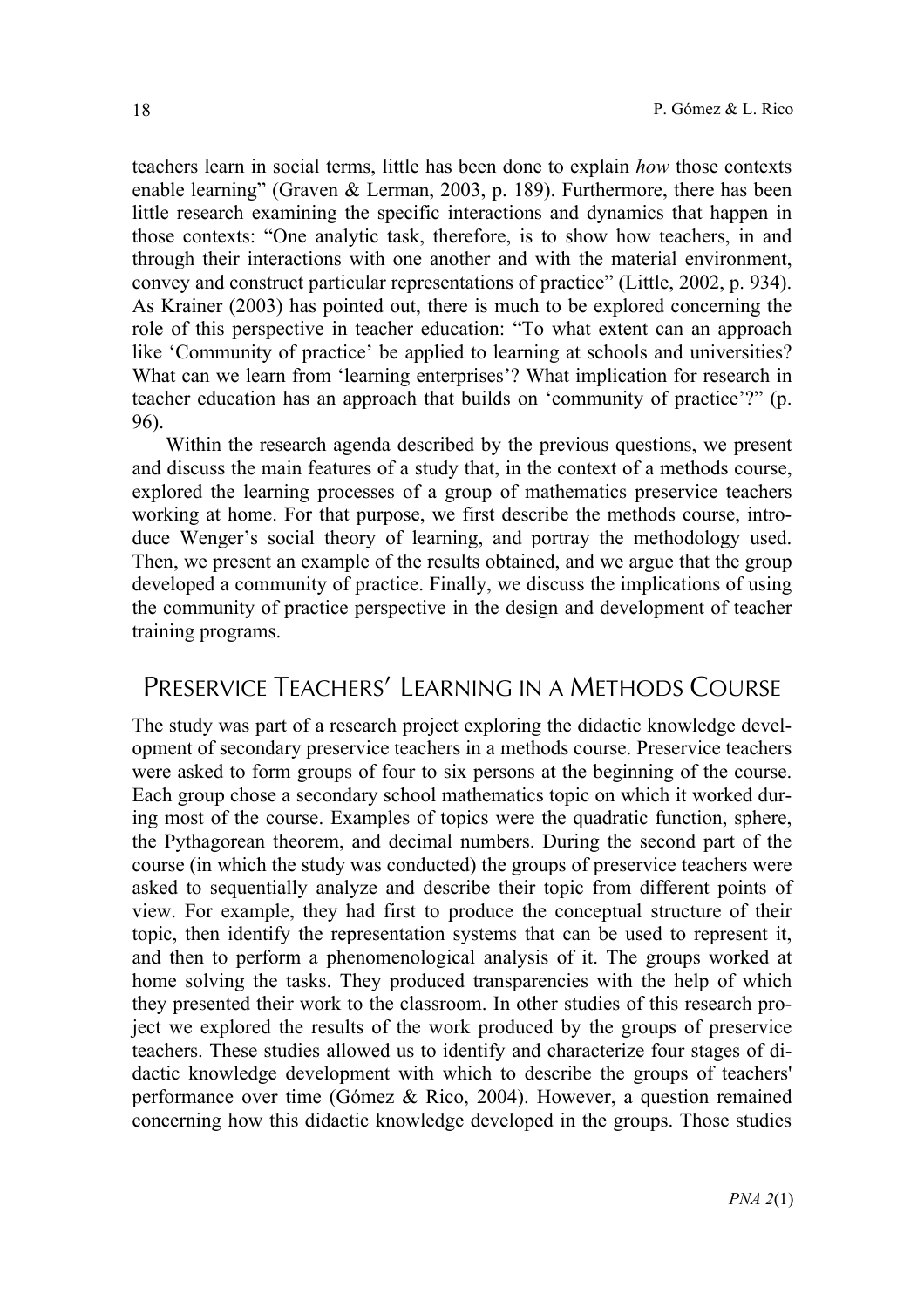teachers learn in social terms, little has been done to explain *how* those contexts enable learning" (Graven & Lerman, 2003, p. 189). Furthermore, there has been little research examining the specific interactions and dynamics that happen in those contexts: "One analytic task, therefore, is to show how teachers, in and through their interactions with one another and with the material environment, convey and construct particular representations of practice" (Little, 2002, p. 934). As Krainer (2003) has pointed out, there is much to be explored concerning the role of this perspective in teacher education: "To what extent can an approach like 'Community of practice' be applied to learning at schools and universities? What can we learn from 'learning enterprises'? What implication for research in teacher education has an approach that builds on 'community of practice'?" (p. 96).

Within the research agenda described by the previous questions, we present and discuss the main features of a study that, in the context of a methods course, explored the learning processes of a group of mathematics preservice teachers working at home. For that purpose, we first describe the methods course, introduce Wenger's social theory of learning, and portray the methodology used. Then, we present an example of the results obtained, and we argue that the group developed a community of practice. Finally, we discuss the implications of using the community of practice perspective in the design and development of teacher training programs.

## Preservice Teachers' Learning in a Methods Course

The study was part of a research project exploring the didactic knowledge development of secondary preservice teachers in a methods course. Preservice teachers were asked to form groups of four to six persons at the beginning of the course. Each group chose a secondary school mathematics topic on which it worked during most of the course. Examples of topics were the quadratic function, sphere, the Pythagorean theorem, and decimal numbers. During the second part of the course (in which the study was conducted) the groups of preservice teachers were asked to sequentially analyze and describe their topic from different points of view. For example, they had first to produce the conceptual structure of their topic, then identify the representation systems that can be used to represent it, and then to perform a phenomenological analysis of it. The groups worked at home solving the tasks. They produced transparencies with the help of which they presented their work to the classroom. In other studies of this research project we explored the results of the work produced by the groups of preservice teachers. These studies allowed us to identify and characterize four stages of didactic knowledge development with which to describe the groups of teachers' performance over time (Gómez & Rico, 2004). However, a question remained concerning how this didactic knowledge developed in the groups. Those studies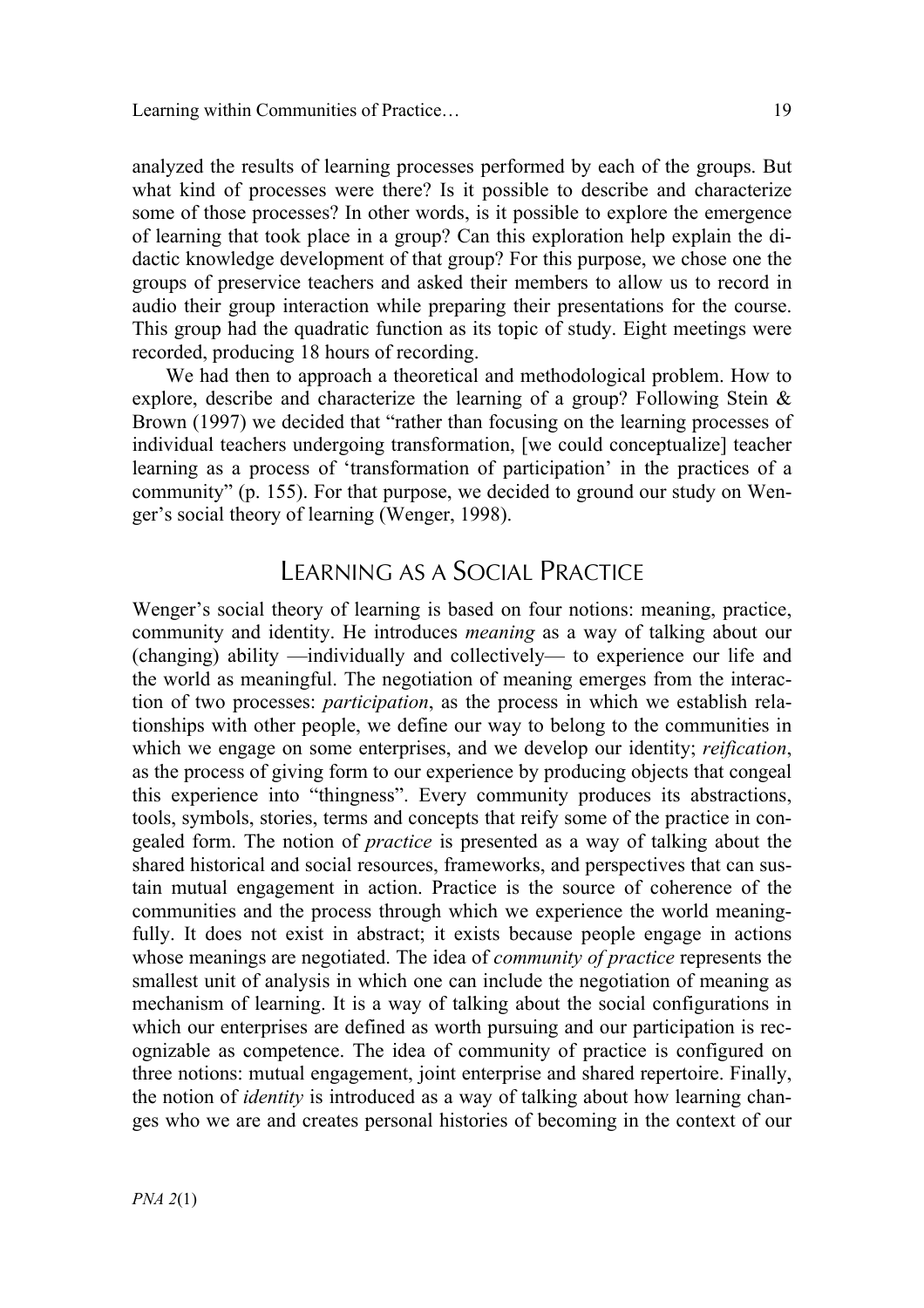analyzed the results of learning processes performed by each of the groups. But what kind of processes were there? Is it possible to describe and characterize some of those processes? In other words, is it possible to explore the emergence of learning that took place in a group? Can this exploration help explain the didactic knowledge development of that group? For this purpose, we chose one the groups of preservice teachers and asked their members to allow us to record in audio their group interaction while preparing their presentations for the course. This group had the quadratic function as its topic of study. Eight meetings were recorded, producing 18 hours of recording.

We had then to approach a theoretical and methodological problem. How to explore, describe and characterize the learning of a group? Following Stein & Brown (1997) we decided that "rather than focusing on the learning processes of individual teachers undergoing transformation, [we could conceptualize] teacher learning as a process of 'transformation of participation' in the practices of a community" (p. 155). For that purpose, we decided to ground our study on Wenger's social theory of learning (Wenger, 1998).

## LEARNING AS A SOCIAL PRACTICE

Wenger's social theory of learning is based on four notions: meaning, practice, community and identity. He introduces *meaning* as a way of talking about our (changing) ability —individually and collectively— to experience our life and the world as meaningful. The negotiation of meaning emerges from the interaction of two processes: *participation*, as the process in which we establish relationships with other people, we define our way to belong to the communities in which we engage on some enterprises, and we develop our identity; *reification*, as the process of giving form to our experience by producing objects that congeal this experience into "thingness". Every community produces its abstractions, tools, symbols, stories, terms and concepts that reify some of the practice in congealed form. The notion of *practice* is presented as a way of talking about the shared historical and social resources, frameworks, and perspectives that can sustain mutual engagement in action. Practice is the source of coherence of the communities and the process through which we experience the world meaningfully. It does not exist in abstract; it exists because people engage in actions whose meanings are negotiated. The idea of *community of practice* represents the smallest unit of analysis in which one can include the negotiation of meaning as mechanism of learning. It is a way of talking about the social configurations in which our enterprises are defined as worth pursuing and our participation is recognizable as competence. The idea of community of practice is configured on three notions: mutual engagement, joint enterprise and shared repertoire. Finally, the notion of *identity* is introduced as a way of talking about how learning changes who we are and creates personal histories of becoming in the context of our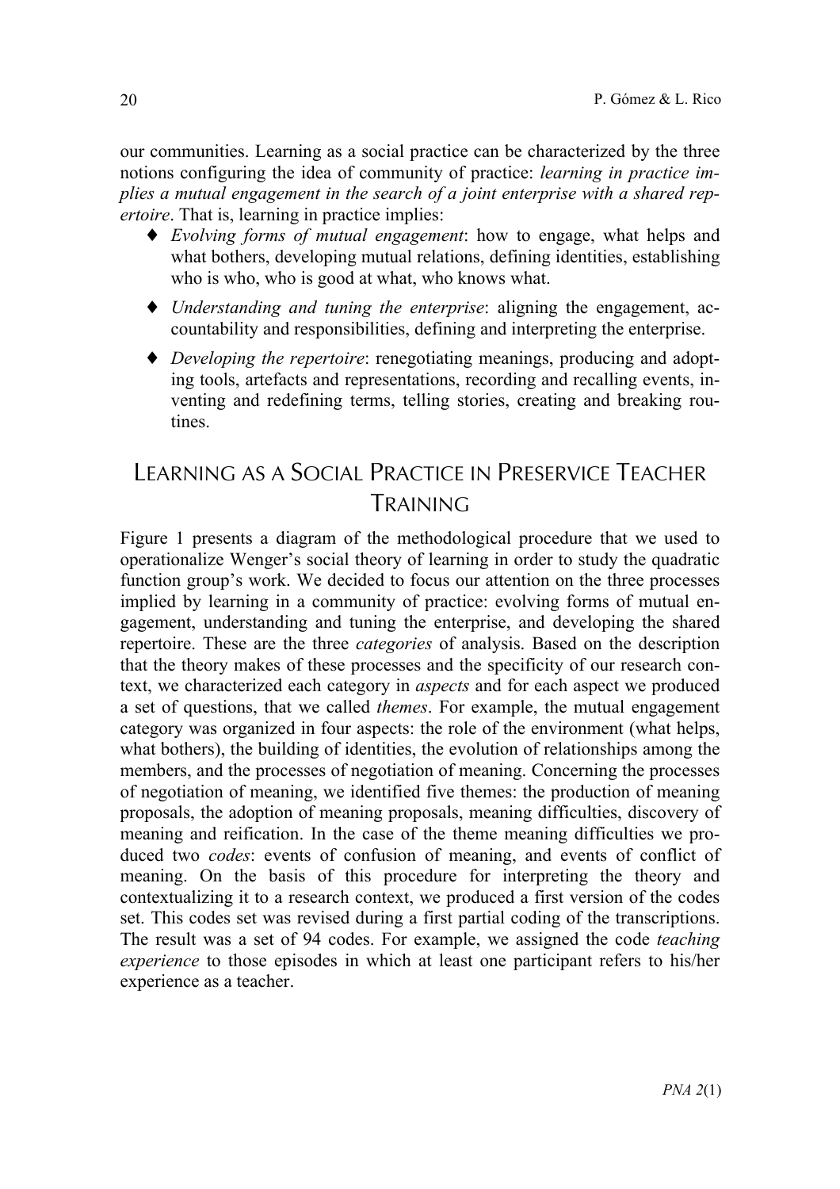our communities. Learning as a social practice can be characterized by the three notions configuring the idea of community of practice: *learning in practice implies a mutual engagement in the search of a joint enterprise with a shared repertoire*. That is, learning in practice implies:

- *Evolving forms of mutual engagement*: how to engage, what helps and what bothers, developing mutual relations, defining identities, establishing who is who, who is good at what, who knows what.
- *Understanding and tuning the enterprise*: aligning the engagement, accountability and responsibilities, defining and interpreting the enterprise.
- *Developing the repertoire*: renegotiating meanings, producing and adopting tools, artefacts and representations, recording and recalling events, inventing and redefining terms, telling stories, creating and breaking routines.

## Learning as a Social Practice in Preservice Teacher Training

Figure 1 presents a diagram of the methodological procedure that we used to operationalize Wenger's social theory of learning in order to study the quadratic function group's work. We decided to focus our attention on the three processes implied by learning in a community of practice: evolving forms of mutual engagement, understanding and tuning the enterprise, and developing the shared repertoire. These are the three *categories* of analysis. Based on the description that the theory makes of these processes and the specificity of our research context, we characterized each category in *aspects* and for each aspect we produced a set of questions, that we called *themes*. For example, the mutual engagement category was organized in four aspects: the role of the environment (what helps, what bothers), the building of identities, the evolution of relationships among the members, and the processes of negotiation of meaning. Concerning the processes of negotiation of meaning, we identified five themes: the production of meaning proposals, the adoption of meaning proposals, meaning difficulties, discovery of meaning and reification. In the case of the theme meaning difficulties we produced two *codes*: events of confusion of meaning, and events of conflict of meaning. On the basis of this procedure for interpreting the theory and contextualizing it to a research context, we produced a first version of the codes set. This codes set was revised during a first partial coding of the transcriptions. The result was a set of 94 codes. For example, we assigned the code *teaching experience* to those episodes in which at least one participant refers to his/her experience as a teacher.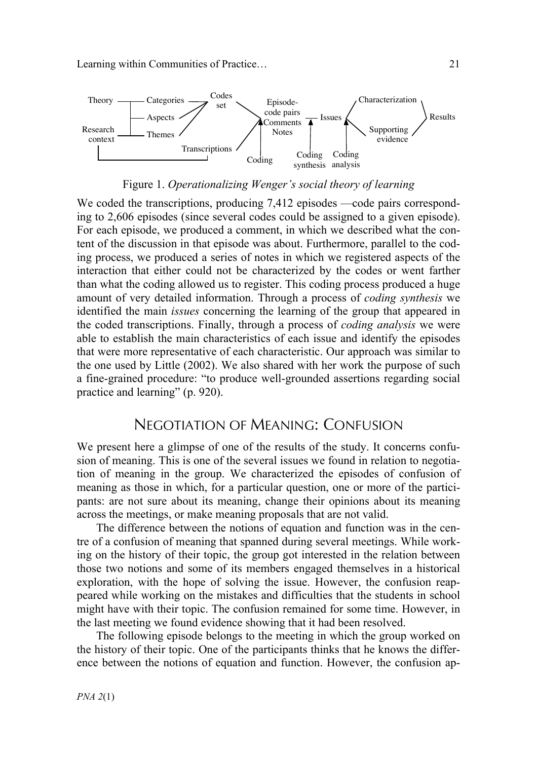Theory
Research context
Categories
Aspects
Themes
Codes set
Transcriptions
Episode-code pairs
Comments
Notes
Coding
Issues
Coding synthesis
Coding analysis
Characterization
Supporting evidence
Results

Figure 1. *Operationalizing Wenger's social theory of learning*

We coded the transcriptions, producing 7,412 episodes —code pairs corresponding to 2,606 episodes (since several codes could be assigned to a given episode). For each episode, we produced a comment, in which we described what the content of the discussion in that episode was about. Furthermore, parallel to the coding process, we produced a series of notes in which we registered aspects of the interaction that either could not be characterized by the codes or went farther than what the coding allowed us to register. This coding process produced a huge amount of very detailed information. Through a process of *coding synthesis* we identified the main *issues* concerning the learning of the group that appeared in the coded transcriptions. Finally, through a process of *coding analysis* we were able to establish the main characteristics of each issue and identify the episodes that were more representative of each characteristic. Our approach was similar to the one used by Little (2002). We also shared with her work the purpose of such a fine-grained procedure: "to produce well-grounded assertions regarding social practice and learning" (p. 920).

## Negotiation of Meaning: Confusion

We present here a glimpse of one of the results of the study. It concerns confusion of meaning. This is one of the several issues we found in relation to negotiation of meaning in the group. We characterized the episodes of confusion of meaning as those in which, for a particular question, one or more of the participants: are not sure about its meaning, change their opinions about its meaning across the meetings, or make meaning proposals that are not valid.

The difference between the notions of equation and function was in the centre of a confusion of meaning that spanned during several meetings. While working on the history of their topic, the group got interested in the relation between those two notions and some of its members engaged themselves in a historical exploration, with the hope of solving the issue. However, the confusion reappeared while working on the mistakes and difficulties that the students in school might have with their topic. The confusion remained for some time. However, in the last meeting we found evidence showing that it had been resolved.

The following episode belongs to the meeting in which the group worked on the history of their topic. One of the participants thinks that he knows the difference between the notions of equation and function. However, the confusion ap-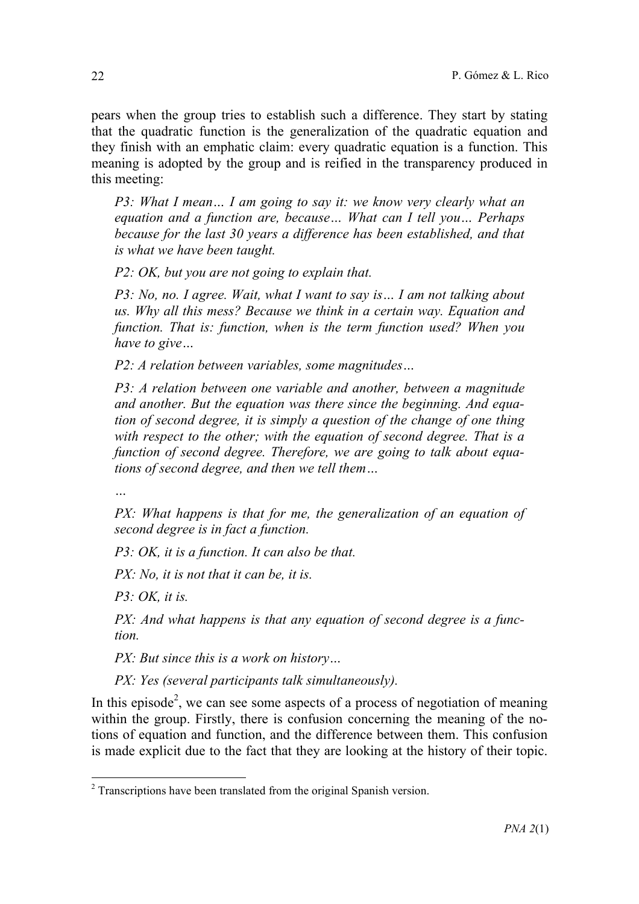pears when the group tries to establish such a difference. They start by stating that the quadratic function is the generalization of the quadratic equation and they finish with an emphatic claim: every quadratic equation is a function. This meaning is adopted by the group and is reified in the transparency produced in this meeting:

> *P3: What I mean… I am going to say it: we know very clearly what an equation and a function are, because… What can I tell you… Perhaps because for the last 30 years a difference has been established, and that is what we have been taught.*
>
> *P2: OK, but you are not going to explain that.*
>
> *P3: No, no. I agree. Wait, what I want to say is… I am not talking about us. Why all this mess? Because we think in a certain way. Equation and function. That is: function, when is the term function used? When you have to give…*
>
> *P2: A relation between variables, some magnitudes…*
>
> *P3: A relation between one variable and another, between a magnitude and another. But the equation was there since the beginning. And equation of second degree, it is simply a question of the change of one thing with respect to the other; with the equation of second degree. That is a function of second degree. Therefore, we are going to talk about equations of second degree, and then we tell them…*
>
> *…*
>
> *PX: What happens is that for me, the generalization of an equation of second degree is in fact a function.*
>
> *P3: OK, it is a function. It can also be that.*
>
> *PX: No, it is not that it can be, it is.*
>
> *P3: OK, it is.*
>
> *PX: And what happens is that any equation of second degree is a function.*
>
> *PX: But since this is a work on history…*
>
> *PX: Yes (several participants talk simultaneously).*

In this episode[2], we can see some aspects of a process of negotiation of meaning within the group. Firstly, there is confusion concerning the meaning of the notions of equation and function, and the difference between them. This confusion is made explicit due to the fact that they are looking at the history of their topic.

[2] Transcriptions have been translated from the original Spanish version.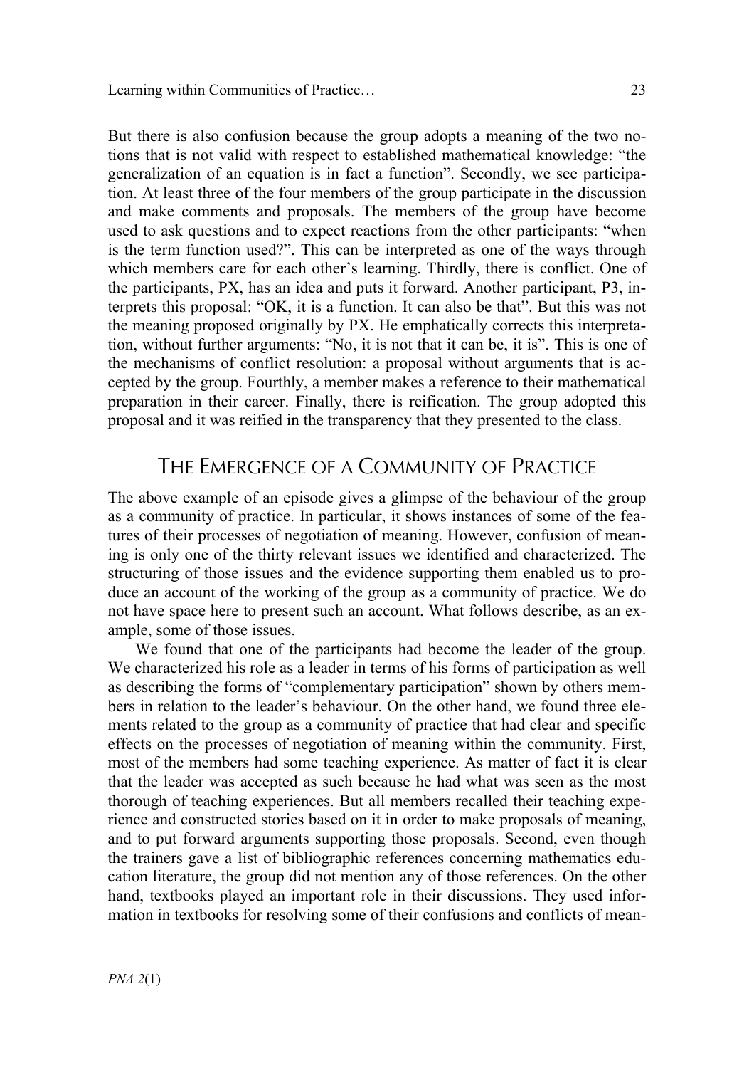But there is also confusion because the group adopts a meaning of the two notions that is not valid with respect to established mathematical knowledge: "the generalization of an equation is in fact a function". Secondly, we see participation. At least three of the four members of the group participate in the discussion and make comments and proposals. The members of the group have become used to ask questions and to expect reactions from the other participants: "when is the term function used?". This can be interpreted as one of the ways through which members care for each other's learning. Thirdly, there is conflict. One of the participants, PX, has an idea and puts it forward. Another participant, P3, interprets this proposal: "OK, it is a function. It can also be that". But this was not the meaning proposed originally by PX. He emphatically corrects this interpretation, without further arguments: "No, it is not that it can be, it is". This is one of the mechanisms of conflict resolution: a proposal without arguments that is accepted by the group. Fourthly, a member makes a reference to their mathematical preparation in their career. Finally, there is reification. The group adopted this proposal and it was reified in the transparency that they presented to the class.

## The Emergence of a Community of Practice

The above example of an episode gives a glimpse of the behaviour of the group as a community of practice. In particular, it shows instances of some of the features of their processes of negotiation of meaning. However, confusion of meaning is only one of the thirty relevant issues we identified and characterized. The structuring of those issues and the evidence supporting them enabled us to produce an account of the working of the group as a community of practice. We do not have space here to present such an account. What follows describe, as an example, some of those issues.

We found that one of the participants had become the leader of the group. We characterized his role as a leader in terms of his forms of participation as well as describing the forms of "complementary participation" shown by others members in relation to the leader's behaviour. On the other hand, we found three elements related to the group as a community of practice that had clear and specific effects on the processes of negotiation of meaning within the community. First, most of the members had some teaching experience. As matter of fact it is clear that the leader was accepted as such because he had what was seen as the most thorough of teaching experiences. But all members recalled their teaching experience and constructed stories based on it in order to make proposals of meaning, and to put forward arguments supporting those proposals. Second, even though the trainers gave a list of bibliographic references concerning mathematics education literature, the group did not mention any of those references. On the other hand, textbooks played an important role in their discussions. They used information in textbooks for resolving some of their confusions and conflicts of mean-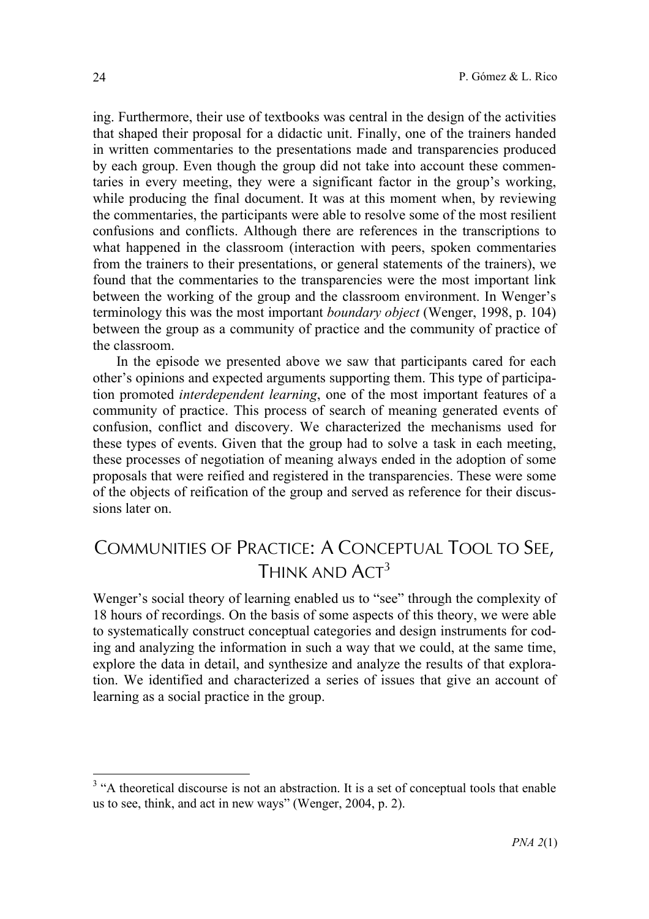ing. Furthermore, their use of textbooks was central in the design of the activities that shaped their proposal for a didactic unit. Finally, one of the trainers handed in written commentaries to the presentations made and transparencies produced by each group. Even though the group did not take into account these commentaries in every meeting, they were a significant factor in the group's working, while producing the final document. It was at this moment when, by reviewing the commentaries, the participants were able to resolve some of the most resilient confusions and conflicts. Although there are references in the transcriptions to what happened in the classroom (interaction with peers, spoken commentaries from the trainers to their presentations, or general statements of the trainers), we found that the commentaries to the transparencies were the most important link between the working of the group and the classroom environment. In Wenger's terminology this was the most important *boundary object* (Wenger, 1998, p. 104) between the group as a community of practice and the community of practice of the classroom.

In the episode we presented above we saw that participants cared for each other's opinions and expected arguments supporting them. This type of participation promoted *interdependent learning*, one of the most important features of a community of practice. This process of search of meaning generated events of confusion, conflict and discovery. We characterized the mechanisms used for these types of events. Given that the group had to solve a task in each meeting, these processes of negotiation of meaning always ended in the adoption of some proposals that were reified and registered in the transparencies. These were some of the objects of reification of the group and served as reference for their discussions later on.

## Communities of Practice: A Conceptual Tool to See, Think and Act[3]

Wenger's social theory of learning enabled us to "see" through the complexity of 18 hours of recordings. On the basis of some aspects of this theory, we were able to systematically construct conceptual categories and design instruments for coding and analyzing the information in such a way that we could, at the same time, explore the data in detail, and synthesize and analyze the results of that exploration. We identified and characterized a series of issues that give an account of learning as a social practice in the group.

[3] "A theoretical discourse is not an abstraction. It is a set of conceptual tools that enable us to see, think, and act in new ways" (Wenger, 2004, p. 2).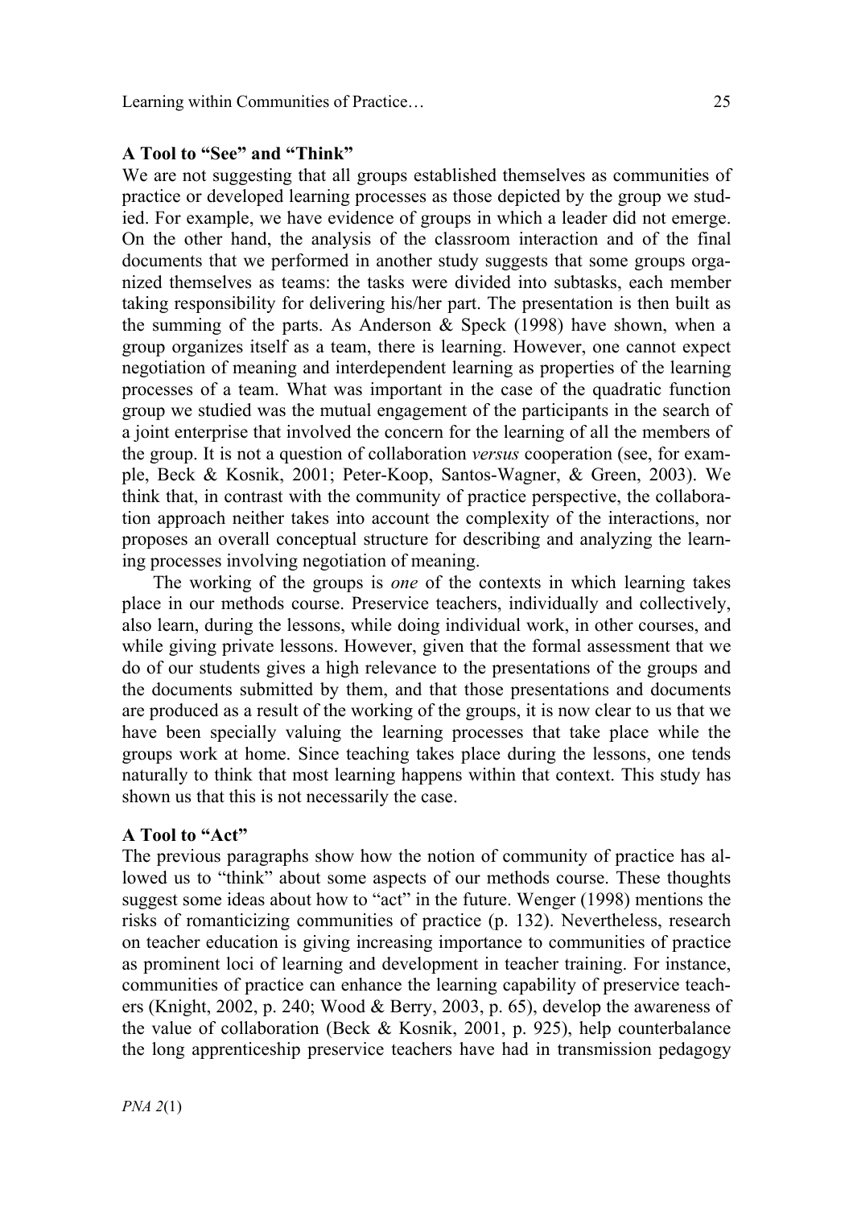### A Tool to "See" and "Think"

We are not suggesting that all groups established themselves as communities of practice or developed learning processes as those depicted by the group we studied. For example, we have evidence of groups in which a leader did not emerge. On the other hand, the analysis of the classroom interaction and of the final documents that we performed in another study suggests that some groups organized themselves as teams: the tasks were divided into subtasks, each member taking responsibility for delivering his/her part. The presentation is then built as the summing of the parts. As Anderson & Speck (1998) have shown, when a group organizes itself as a team, there is learning. However, one cannot expect negotiation of meaning and interdependent learning as properties of the learning processes of a team. What was important in the case of the quadratic function group we studied was the mutual engagement of the participants in the search of a joint enterprise that involved the concern for the learning of all the members of the group. It is not a question of collaboration *versus* cooperation (see, for example, Beck & Kosnik, 2001; Peter-Koop, Santos-Wagner, & Green, 2003). We think that, in contrast with the community of practice perspective, the collaboration approach neither takes into account the complexity of the interactions, nor proposes an overall conceptual structure for describing and analyzing the learning processes involving negotiation of meaning.

The working of the groups is *one* of the contexts in which learning takes place in our methods course. Preservice teachers, individually and collectively, also learn, during the lessons, while doing individual work, in other courses, and while giving private lessons. However, given that the formal assessment that we do of our students gives a high relevance to the presentations of the groups and the documents submitted by them, and that those presentations and documents are produced as a result of the working of the groups, it is now clear to us that we have been specially valuing the learning processes that take place while the groups work at home. Since teaching takes place during the lessons, one tends naturally to think that most learning happens within that context. This study has shown us that this is not necessarily the case.

### A Tool to "Act"

The previous paragraphs show how the notion of community of practice has allowed us to "think" about some aspects of our methods course. These thoughts suggest some ideas about how to "act" in the future. Wenger (1998) mentions the risks of romanticizing communities of practice (p. 132). Nevertheless, research on teacher education is giving increasing importance to communities of practice as prominent loci of learning and development in teacher training. For instance, communities of practice can enhance the learning capability of preservice teachers (Knight, 2002, p. 240; Wood & Berry, 2003, p. 65), develop the awareness of the value of collaboration (Beck & Kosnik, 2001, p. 925), help counterbalance the long apprenticeship preservice teachers have had in transmission pedagogy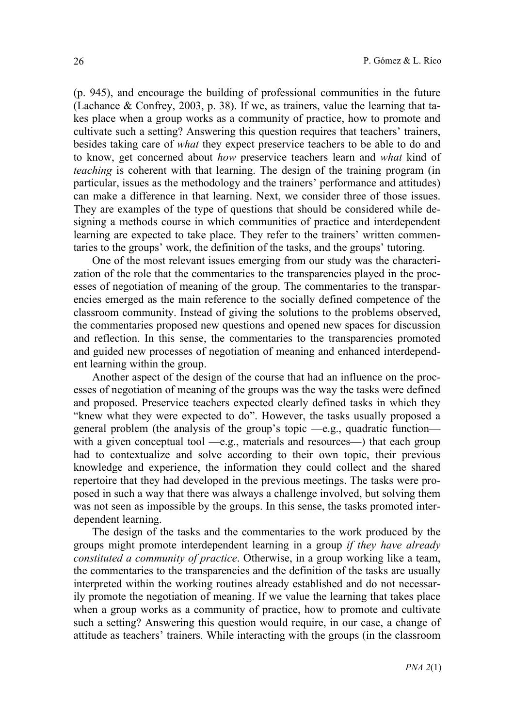(p. 945), and encourage the building of professional communities in the future (Lachance & Confrey, 2003, p. 38). If we, as trainers, value the learning that takes place when a group works as a community of practice, how to promote and cultivate such a setting? Answering this question requires that teachers' trainers, besides taking care of *what* they expect preservice teachers to be able to do and to know, get concerned about *how* preservice teachers learn and *what* kind of *teaching* is coherent with that learning. The design of the training program (in particular, issues as the methodology and the trainers' performance and attitudes) can make a difference in that learning. Next, we consider three of those issues. They are examples of the type of questions that should be considered while designing a methods course in which communities of practice and interdependent learning are expected to take place. They refer to the trainers' written commentaries to the groups' work, the definition of the tasks, and the groups' tutoring.

One of the most relevant issues emerging from our study was the characterization of the role that the commentaries to the transparencies played in the processes of negotiation of meaning of the group. The commentaries to the transparencies emerged as the main reference to the socially defined competence of the classroom community. Instead of giving the solutions to the problems observed, the commentaries proposed new questions and opened new spaces for discussion and reflection. In this sense, the commentaries to the transparencies promoted and guided new processes of negotiation of meaning and enhanced interdependent learning within the group.

Another aspect of the design of the course that had an influence on the processes of negotiation of meaning of the groups was the way the tasks were defined and proposed. Preservice teachers expected clearly defined tasks in which they "knew what they were expected to do". However, the tasks usually proposed a general problem (the analysis of the group's topic —e.g., quadratic function— with a given conceptual tool —e.g., materials and resources—) that each group had to contextualize and solve according to their own topic, their previous knowledge and experience, the information they could collect and the shared repertoire that they had developed in the previous meetings. The tasks were proposed in such a way that there was always a challenge involved, but solving them was not seen as impossible by the groups. In this sense, the tasks promoted interdependent learning.

The design of the tasks and the commentaries to the work produced by the groups might promote interdependent learning in a group *if they have already constituted a community of practice*. Otherwise, in a group working like a team, the commentaries to the transparencies and the definition of the tasks are usually interpreted within the working routines already established and do not necessarily promote the negotiation of meaning. If we value the learning that takes place when a group works as a community of practice, how to promote and cultivate such a setting? Answering this question would require, in our case, a change of attitude as teachers' trainers. While interacting with the groups (in the classroom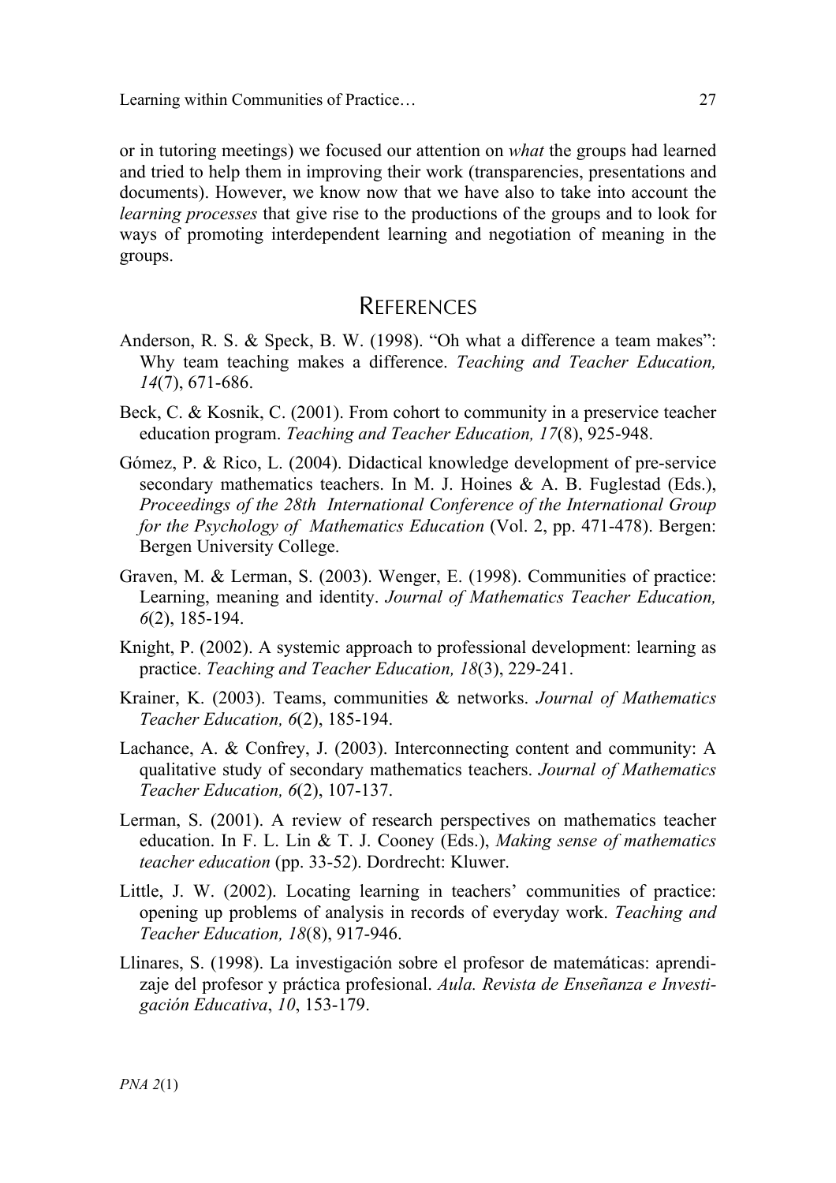or in tutoring meetings) we focused our attention on *what* the groups had learned and tried to help them in improving their work (transparencies, presentations and documents). However, we know now that we have also to take into account the *learning processes* that give rise to the productions of the groups and to look for ways of promoting interdependent learning and negotiation of meaning in the groups.

## References

Anderson, R. S. & Speck, B. W. (1998). "Oh what a difference a team makes": Why team teaching makes a difference. *Teaching and Teacher Education, 14*(7), 671-686.

Beck, C. & Kosnik, C. (2001). From cohort to community in a preservice teacher education program. *Teaching and Teacher Education, 17*(8), 925-948.

Gómez, P. & Rico, L. (2004). Didactical knowledge development of pre-service secondary mathematics teachers. In M. J. Hoines & A. B. Fuglestad (Eds.), *Proceedings of the 28th International Conference of the International Group for the Psychology of Mathematics Education* (Vol. 2, pp. 471-478). Bergen: Bergen University College.

Graven, M. & Lerman, S. (2003). Wenger, E. (1998). Communities of practice: Learning, meaning and identity. *Journal of Mathematics Teacher Education, 6*(2), 185-194.

Knight, P. (2002). A systemic approach to professional development: learning as practice. *Teaching and Teacher Education, 18*(3), 229-241.

Krainer, K. (2003). Teams, communities & networks. *Journal of Mathematics Teacher Education, 6*(2), 185-194.

Lachance, A. & Confrey, J. (2003). Interconnecting content and community: A qualitative study of secondary mathematics teachers. *Journal of Mathematics Teacher Education, 6*(2), 107-137.

Lerman, S. (2001). A review of research perspectives on mathematics teacher education. In F. L. Lin & T. J. Cooney (Eds.), *Making sense of mathematics teacher education* (pp. 33-52). Dordrecht: Kluwer.

Little, J. W. (2002). Locating learning in teachers' communities of practice: opening up problems of analysis in records of everyday work. *Teaching and Teacher Education, 18*(8), 917-946.

Llinares, S. (1998). La investigación sobre el profesor de matemáticas: aprendizaje del profesor y práctica profesional. *Aula. Revista de Enseñanza e Investigación Educativa*, *10*, 153-179.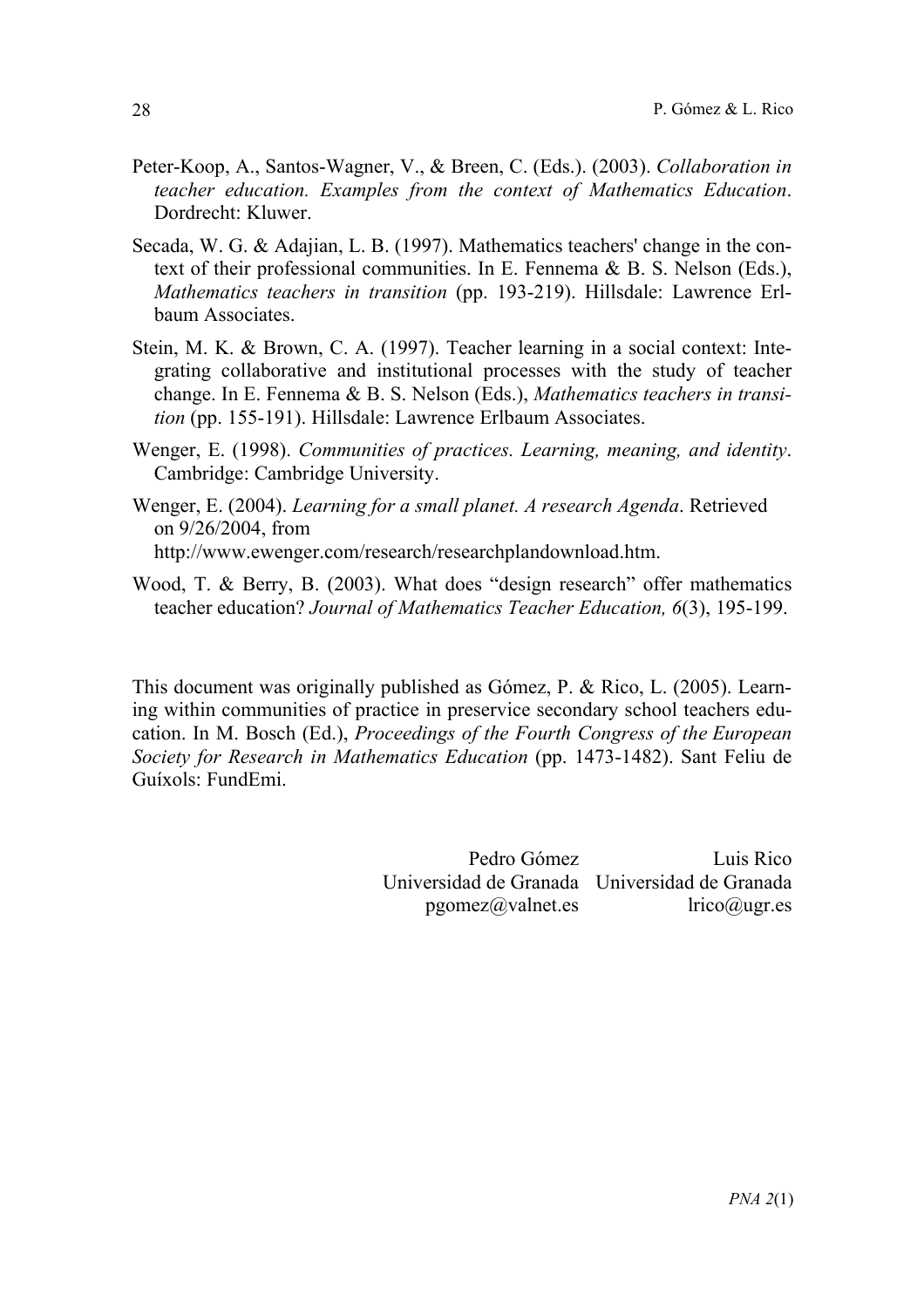Peter-Koop, A., Santos-Wagner, V., & Breen, C. (Eds.). (2003). *Collaboration in teacher education. Examples from the context of Mathematics Education*. Dordrecht: Kluwer.

Secada, W. G. & Adajian, L. B. (1997). Mathematics teachers' change in the context of their professional communities. In E. Fennema & B. S. Nelson (Eds.), *Mathematics teachers in transition* (pp. 193-219). Hillsdale: Lawrence Erlbaum Associates.

Stein, M. K. & Brown, C. A. (1997). Teacher learning in a social context: Integrating collaborative and institutional processes with the study of teacher change. In E. Fennema & B. S. Nelson (Eds.), *Mathematics teachers in transition* (pp. 155-191). Hillsdale: Lawrence Erlbaum Associates.

Wenger, E. (1998). *Communities of practices. Learning, meaning, and identity*. Cambridge: Cambridge University.

Wenger, E. (2004). *Learning for a small planet. A research Agenda*. Retrieved on 9/26/2004, from http://www.ewenger.com/research/researchplandownload.htm.

Wood, T. & Berry, B. (2003). What does "design research" offer mathematics teacher education? *Journal of Mathematics Teacher Education, 6*(3), 195-199.

This document was originally published as Gómez, P. & Rico, L. (2005). Learning within communities of practice in preservice secondary school teachers education. In M. Bosch (Ed.), *Proceedings of the Fourth Congress of the European Society for Research in Mathematics Education* (pp. 1473-1482). Sant Feliu de Guíxols: FundEmi.

Pedro Gómez
Universidad de Granada
pgomez@valnet.es

Luis Rico
Universidad de Granada
lrico@ugr.es